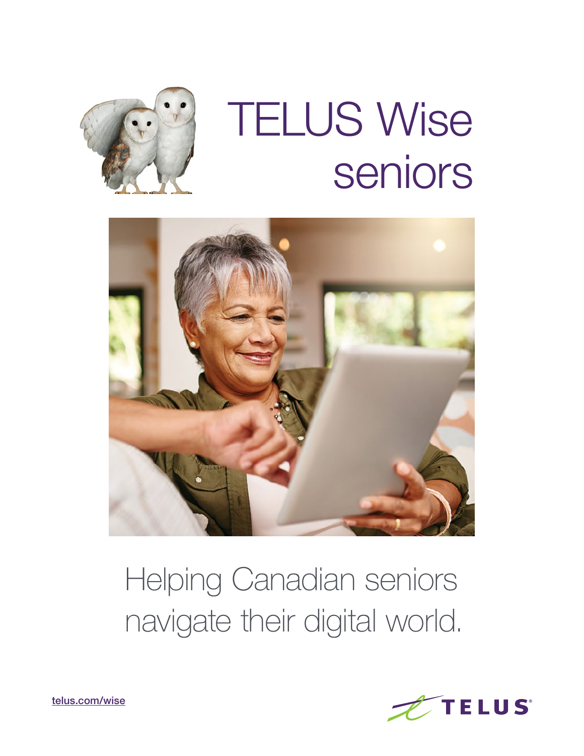# TELUS Wise seniors

Helping Canadian seniors navigate their digital world.

telus.com/wise

TELUS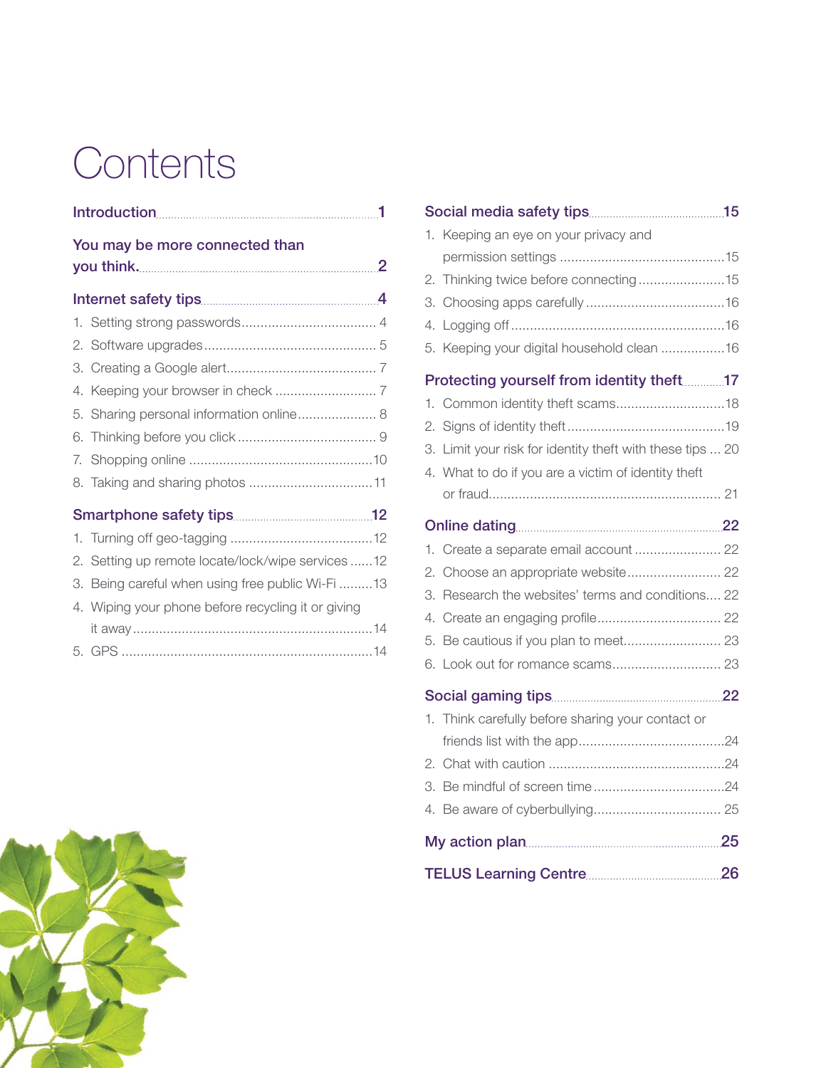# Contents

**Introduction** .......... 1

**You may be more connected than you think.** .......... 2

**Internet safety tips** .......... 4

1. Setting strong passwords .......... 4
2. Software upgrades .......... 5
3. Creating a Google alert .......... 7
4. Keeping your browser in check .......... 7
5. Sharing personal information online .......... 8
6. Thinking before you click .......... 9
7. Shopping online .......... 10
8. Taking and sharing photos .......... 11

**Smartphone safety tips** .......... 12

1. Turning off geo-tagging .......... 12
2. Setting up remote locate/lock/wipe services .......... 12
3. Being careful when using free public Wi-Fi .......... 13
4. Wiping your phone before recycling it or giving it away .......... 14
5. GPS .......... 14

**Social media safety tips** .......... 15

1. Keeping an eye on your privacy and permission settings .......... 15
2. Thinking twice before connecting .......... 15
3. Choosing apps carefully .......... 16
4. Logging off .......... 16
5. Keeping your digital household clean .......... 16

**Protecting yourself from identity theft** .......... 17

1. Common identity theft scams .......... 18
2. Signs of identity theft .......... 19
3. Limit your risk for identity theft with these tips .......... 20
4. What to do if you are a victim of identity theft or fraud .......... 21

**Online dating** .......... 22

1. Create a separate email account .......... 22
2. Choose an appropriate website .......... 22
3. Research the websites' terms and conditions .......... 22
4. Create an engaging profile .......... 22
5. Be cautious if you plan to meet .......... 23
6. Look out for romance scams .......... 23

**Social gaming tips** .......... 22

1. Think carefully before sharing your contact or friends list with the app .......... 24
2. Chat with caution .......... 24
3. Be mindful of screen time .......... 24
4. Be aware of cyberbullying .......... 25

**My action plan** .......... 25

**TELUS Learning Centre** .......... 26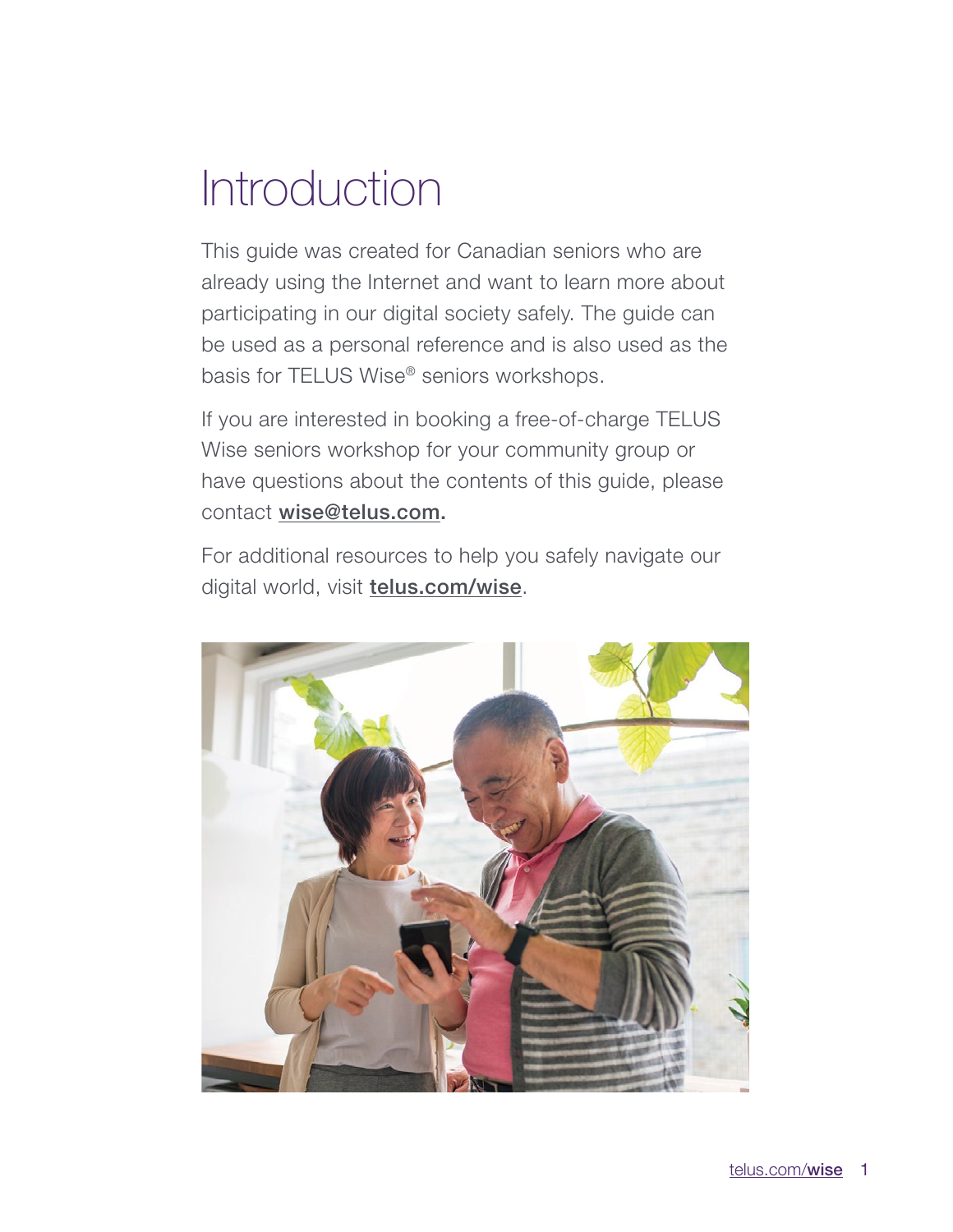# Introduction

This guide was created for Canadian seniors who are already using the Internet and want to learn more about participating in our digital society safely. The guide can be used as a personal reference and is also used as the basis for TELUS Wise® seniors workshops.

If you are interested in booking a free-of-charge TELUS Wise seniors workshop for your community group or have questions about the contents of this guide, please contact **wise@telus.com.**

For additional resources to help you safely navigate our digital world, visit **telus.com/wise**.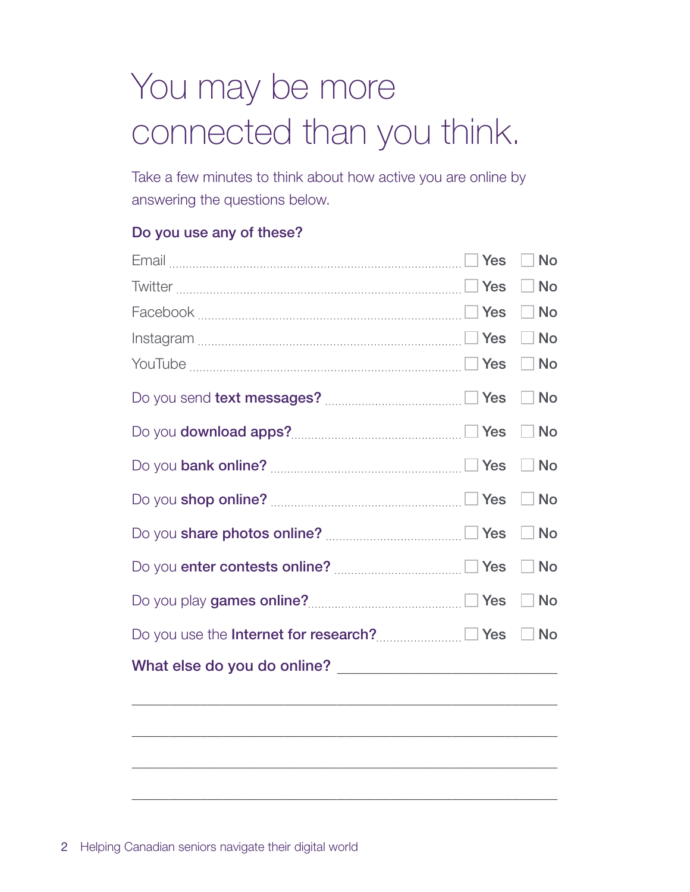# You may be more connected than you think.

Take a few minutes to think about how active you are online by answering the questions below.

### Do you use any of these?

| | | |
|---|---|---|
| Email | ☐ Yes | ☐ No |
| Twitter | ☐ Yes | ☐ No |
| Facebook | ☐ Yes | ☐ No |
| Instagram | ☐ Yes | ☐ No |
| YouTube | ☐ Yes | ☐ No |

| | | |
|---|---|---|
| Do you send **text messages?** | ☐ Yes | ☐ No |
| Do you **download apps?** | ☐ Yes | ☐ No |
| Do you **bank online?** | ☐ Yes | ☐ No |
| Do you **shop online?** | ☐ Yes | ☐ No |
| Do you **share photos online?** | ☐ Yes | ☐ No |
| Do you **enter contests online?** | ☐ Yes | ☐ No |
| Do you play **games online?** | ☐ Yes | ☐ No |
| Do you use the **Internet for research?** | ☐ Yes | ☐ No |

**What else do you do online?** ____________________________

____________________________________________________________

____________________________________________________________

____________________________________________________________

____________________________________________________________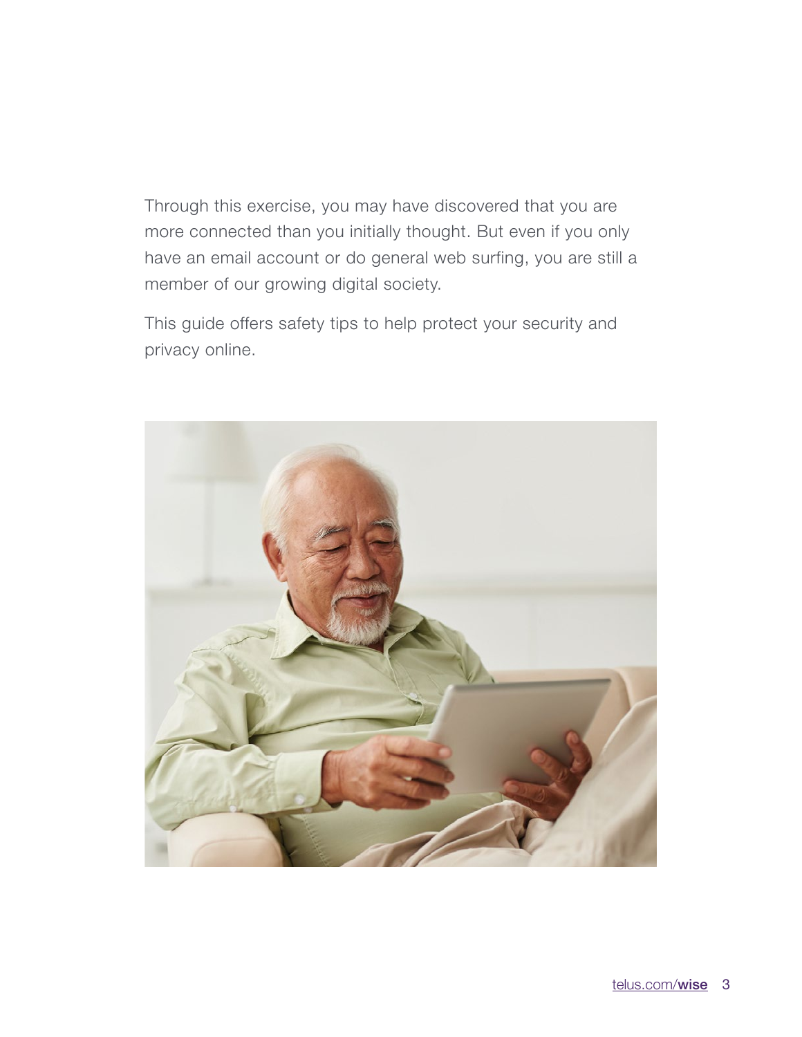Through this exercise, you may have discovered that you are more connected than you initially thought. But even if you only have an email account or do general web surfing, you are still a member of our growing digital society.

This guide offers safety tips to help protect your security and privacy online.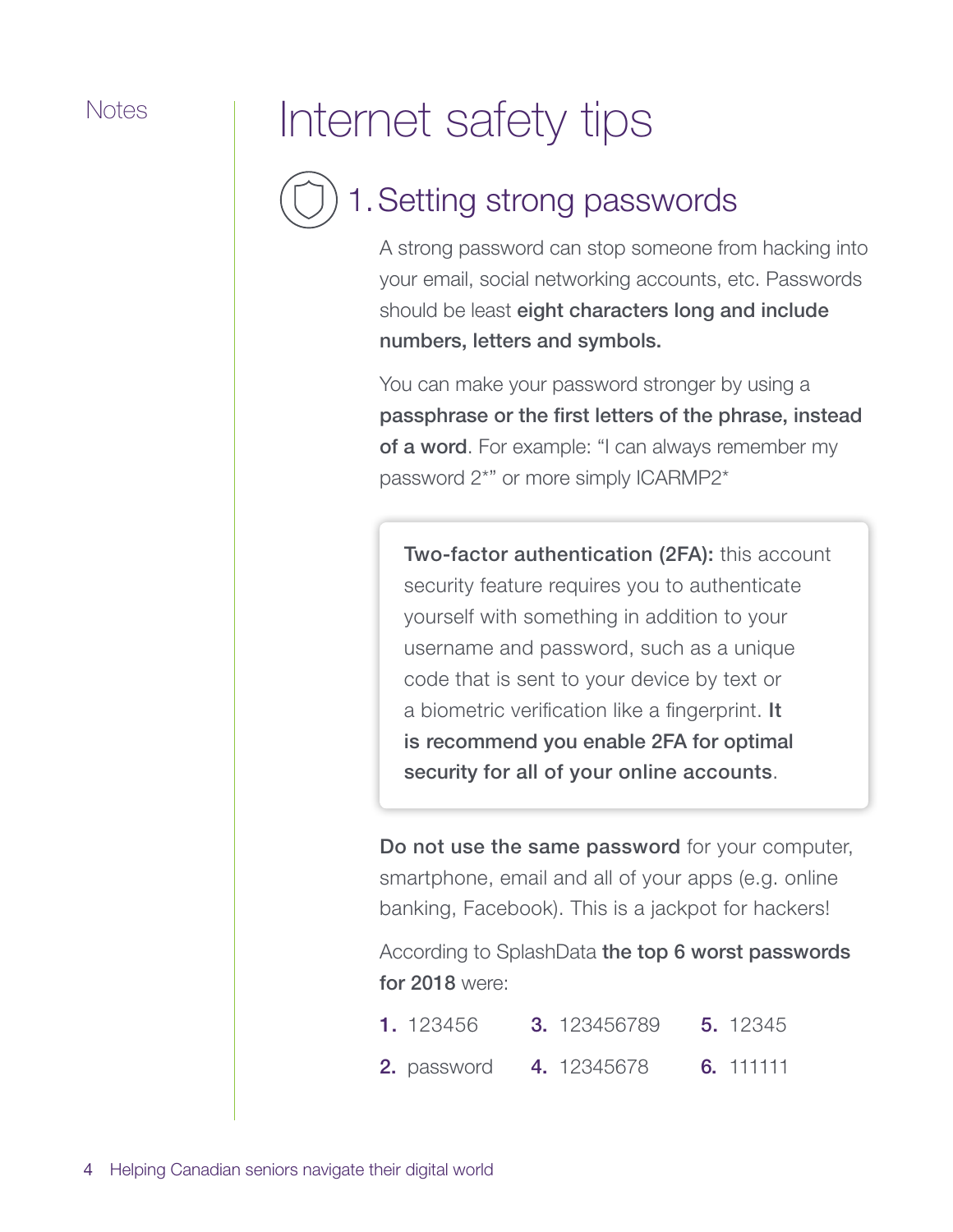Notes

# Internet safety tips

## 1. Setting strong passwords

A strong password can stop someone from hacking into your email, social networking accounts, etc. Passwords should be least **eight characters long and include numbers, letters and symbols.**

You can make your password stronger by using a **passphrase or the first letters of the phrase, instead of a word**. For example: "I can always remember my password 2*" or more simply ICARMP2*

> **Two-factor authentication (2FA):** this account security feature requires you to authenticate yourself with something in addition to your username and password, such as a unique code that is sent to your device by text or a biometric verification like a fingerprint. **It is recommend you enable 2FA for optimal security for all of your online accounts**.

**Do not use the same password** for your computer, smartphone, email and all of your apps (e.g. online banking, Facebook). This is a jackpot for hackers!

According to SplashData **the top 6 worst passwords for 2018** were:

1. 123456
2. password
3. 123456789
4. 12345678
5. 12345
6. 111111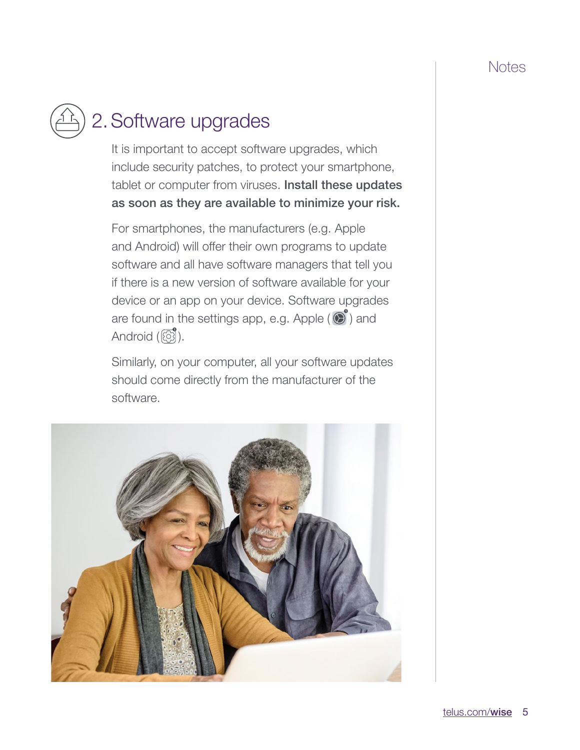Notes

## 2. Software upgrades

It is important to accept software upgrades, which include security patches, to protect your smartphone, tablet or computer from viruses. **Install these updates as soon as they are available to minimize your risk.**

For smartphones, the manufacturers (e.g. Apple and Android) will offer their own programs to update software and all have software managers that tell you if there is a new version of software available for your device or an app on your device. Software upgrades are found in the settings app, e.g. Apple ( ) and Android ( ).

Similarly, on your computer, all your software updates should come directly from the manufacturer of the software.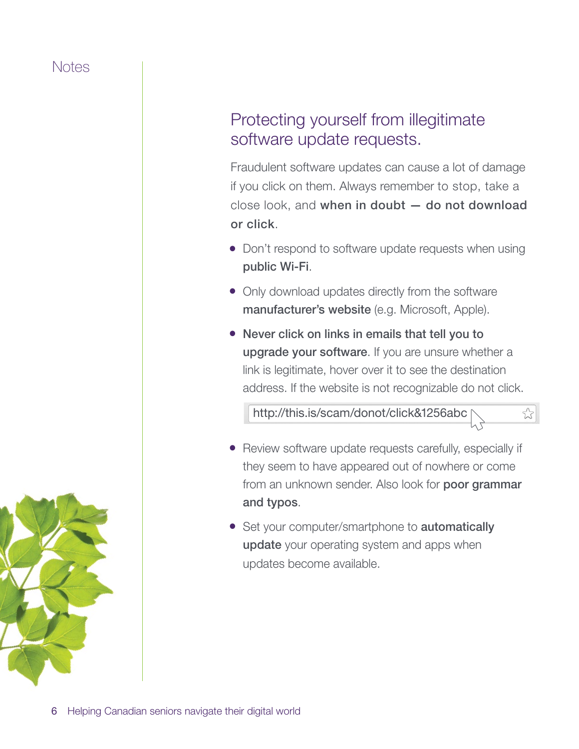Notes

## Protecting yourself from illegitimate software update requests.

Fraudulent software updates can cause a lot of damage if you click on them. Always remember to stop, take a close look, and **when in doubt — do not download or click**.

- Don't respond to software update requests when using **public Wi-Fi**.
- Only download updates directly from the software **manufacturer's website** (e.g. Microsoft, Apple).
- **Never click on links in emails that tell you to upgrade your software**. If you are unsure whether a link is legitimate, hover over it to see the destination address. If the website is not recognizable do not click.

  http://this.is/scam/donot/click&1256abc

- Review software update requests carefully, especially if they seem to have appeared out of nowhere or come from an unknown sender. Also look for **poor grammar and typos**.
- Set your computer/smartphone to **automatically update** your operating system and apps when updates become available.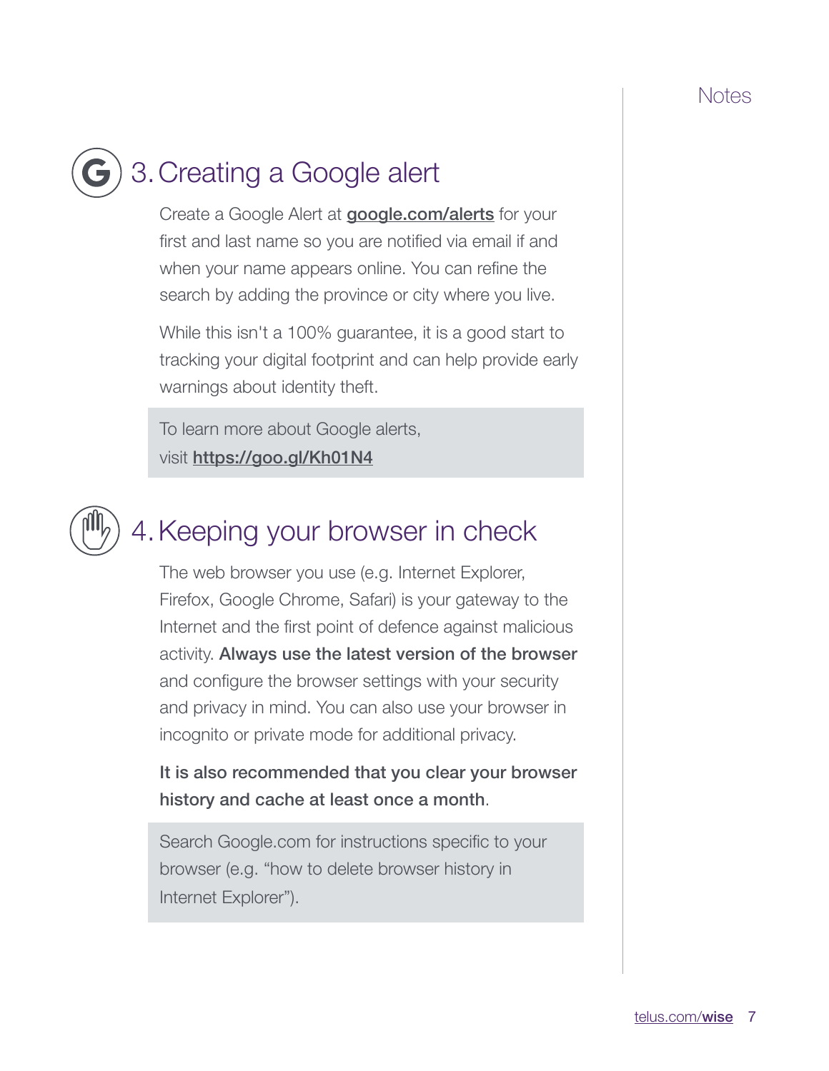## 3. Creating a Google alert

Create a Google Alert at **google.com/alerts** for your first and last name so you are notified via email if and when your name appears online. You can refine the search by adding the province or city where you live.

While this isn't a 100% guarantee, it is a good start to tracking your digital footprint and can help provide early warnings about identity theft.

To learn more about Google alerts, visit **https://goo.gl/Kh01N4**

## 4. Keeping your browser in check

The web browser you use (e.g. Internet Explorer, Firefox, Google Chrome, Safari) is your gateway to the Internet and the first point of defence against malicious activity. **Always use the latest version of the browser** and configure the browser settings with your security and privacy in mind. You can also use your browser in incognito or private mode for additional privacy.

**It is also recommended that you clear your browser history and cache at least once a month**.

Search Google.com for instructions specific to your browser (e.g. "how to delete browser history in Internet Explorer").

Notes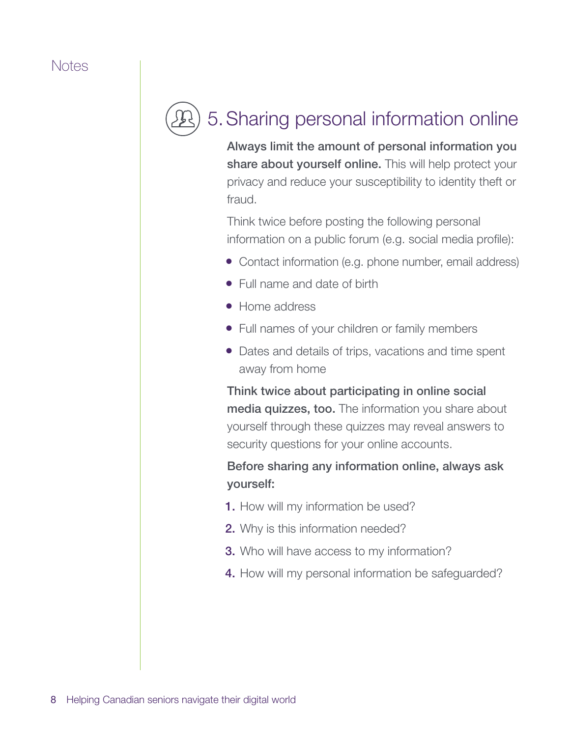Notes

## 5. Sharing personal information online

**Always limit the amount of personal information you share about yourself online.** This will help protect your privacy and reduce your susceptibility to identity theft or fraud.

Think twice before posting the following personal information on a public forum (e.g. social media profile):

- Contact information (e.g. phone number, email address)
- Full name and date of birth
- Home address
- Full names of your children or family members
- Dates and details of trips, vacations and time spent away from home

**Think twice about participating in online social media quizzes, too.** The information you share about yourself through these quizzes may reveal answers to security questions for your online accounts.

**Before sharing any information online, always ask yourself:**

1. How will my information be used?
2. Why is this information needed?
3. Who will have access to my information?
4. How will my personal information be safeguarded?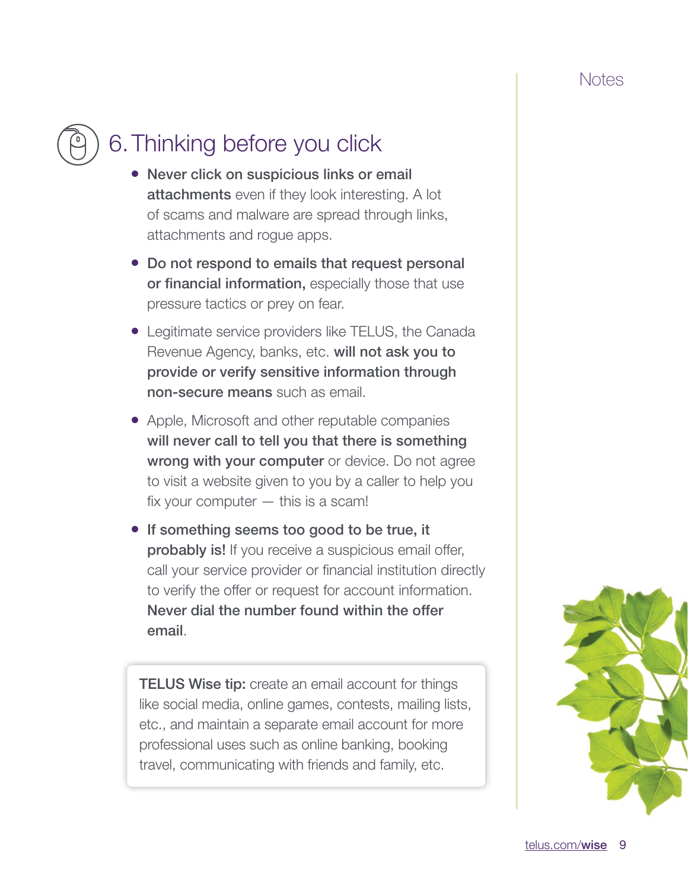Notes

## 6. Thinking before you click

- **Never click on suspicious links or email attachments** even if they look interesting. A lot of scams and malware are spread through links, attachments and rogue apps.
- **Do not respond to emails that request personal or financial information,** especially those that use pressure tactics or prey on fear.
- Legitimate service providers like TELUS, the Canada Revenue Agency, banks, etc. **will not ask you to provide or verify sensitive information through non-secure means** such as email.
- Apple, Microsoft and other reputable companies **will never call to tell you that there is something wrong with your computer** or device. Do not agree to visit a website given to you by a caller to help you fix your computer — this is a scam!
- **If something seems too good to be true, it probably is!** If you receive a suspicious email offer, call your service provider or financial institution directly to verify the offer or request for account information. **Never dial the number found within the offer email**.

**TELUS Wise tip:** create an email account for things like social media, online games, contests, mailing lists, etc., and maintain a separate email account for more professional uses such as online banking, booking travel, communicating with friends and family, etc.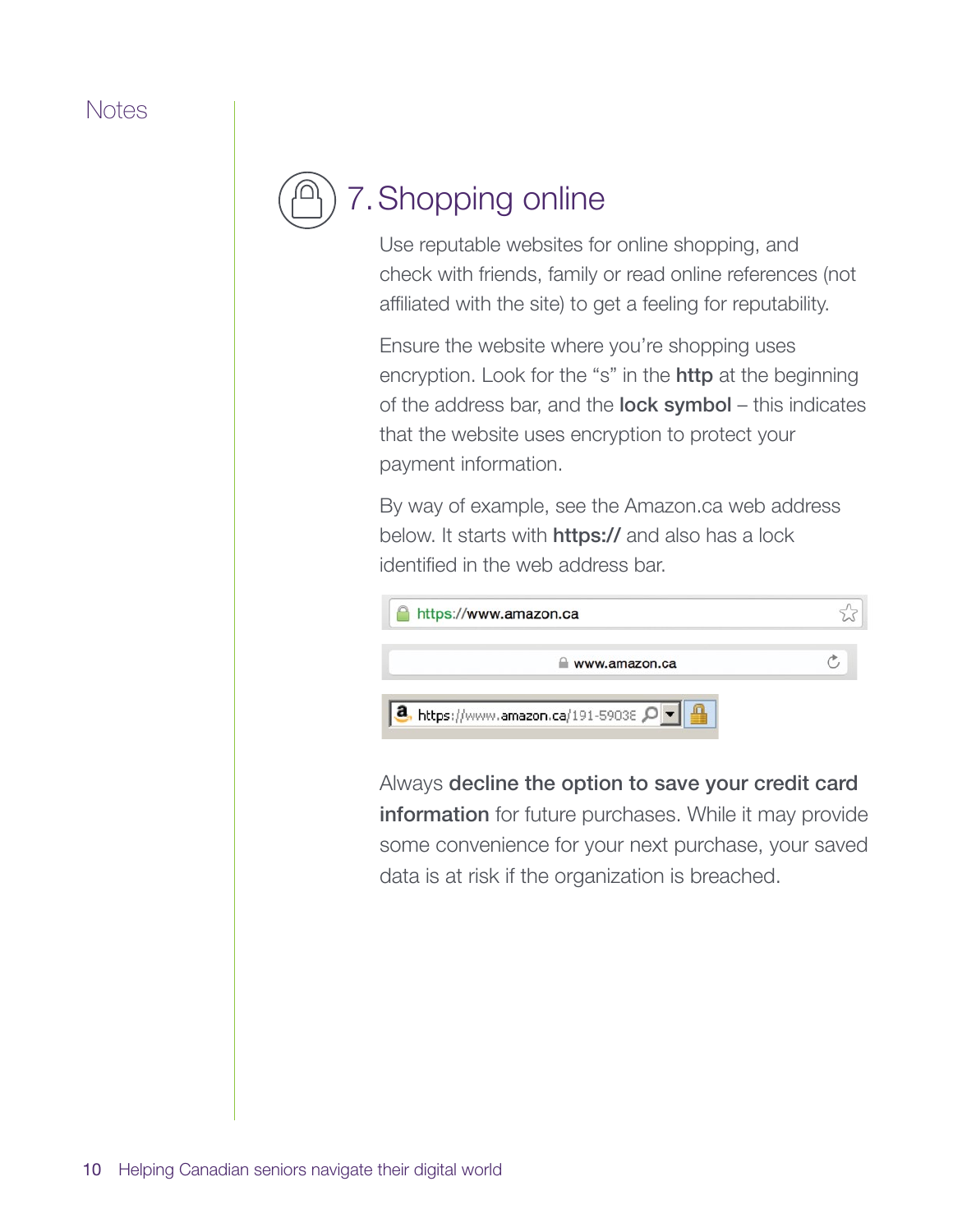Notes

## 7. Shopping online

Use reputable websites for online shopping, and check with friends, family or read online references (not affiliated with the site) to get a feeling for reputability.

Ensure the website where you're shopping uses encryption. Look for the "s" in the **http** at the beginning of the address bar, and the **lock symbol** – this indicates that the website uses encryption to protect your payment information.

By way of example, see the Amazon.ca web address below. It starts with **https://** and also has a lock identified in the web address bar.

https://www.amazon.ca

www.amazon.ca

https://www.amazon.ca/191-5903E

Always **decline the option to save your credit card information** for future purchases. While it may provide some convenience for your next purchase, your saved data is at risk if the organization is breached.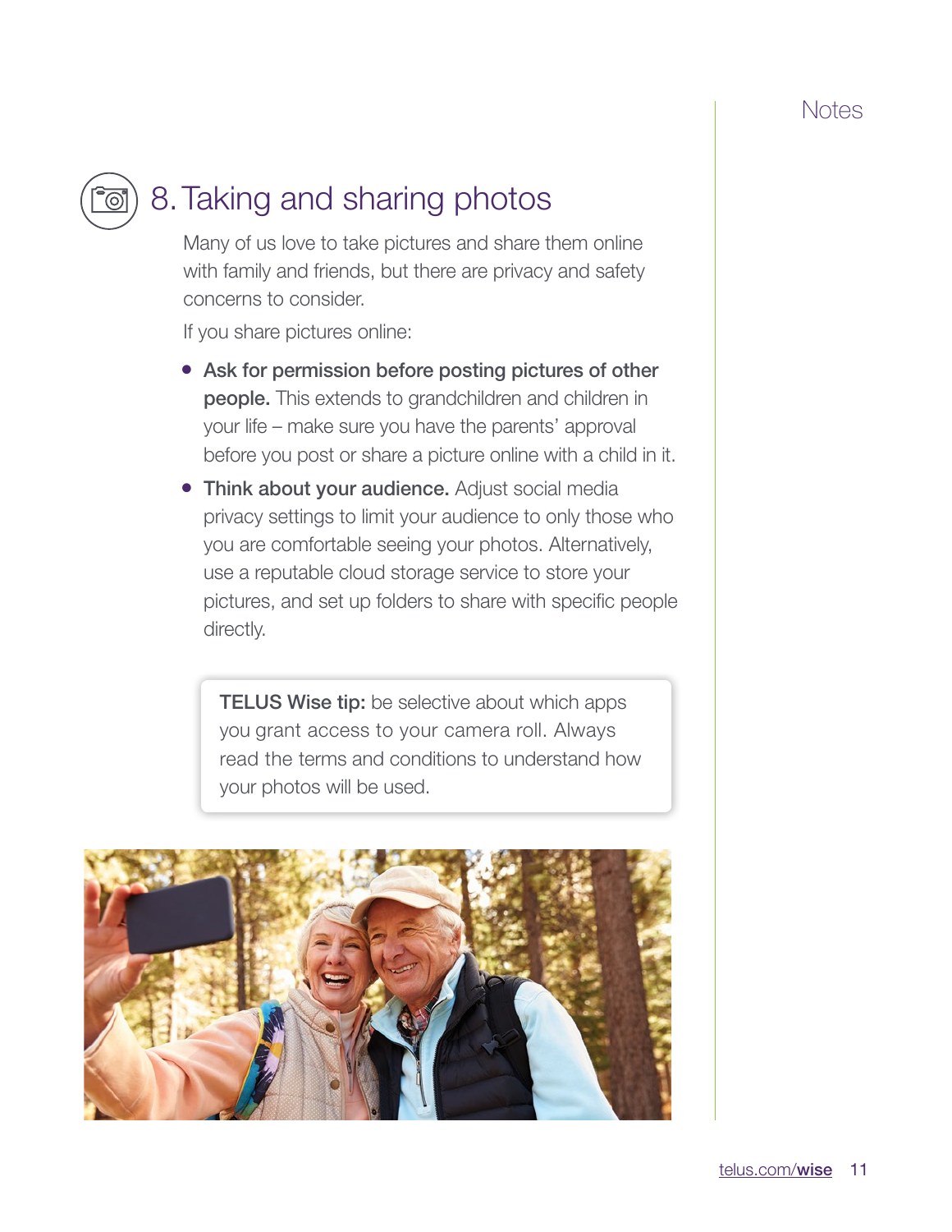Notes

## 8. Taking and sharing photos

Many of us love to take pictures and share them online with family and friends, but there are privacy and safety concerns to consider.

If you share pictures online:

- **Ask for permission before posting pictures of other people.** This extends to grandchildren and children in your life – make sure you have the parents' approval before you post or share a picture online with a child in it.
- **Think about your audience.** Adjust social media privacy settings to limit your audience to only those who you are comfortable seeing your photos. Alternatively, use a reputable cloud storage service to store your pictures, and set up folders to share with specific people directly.

> **TELUS Wise tip:** be selective about which apps you grant access to your camera roll. Always read the terms and conditions to understand how your photos will be used.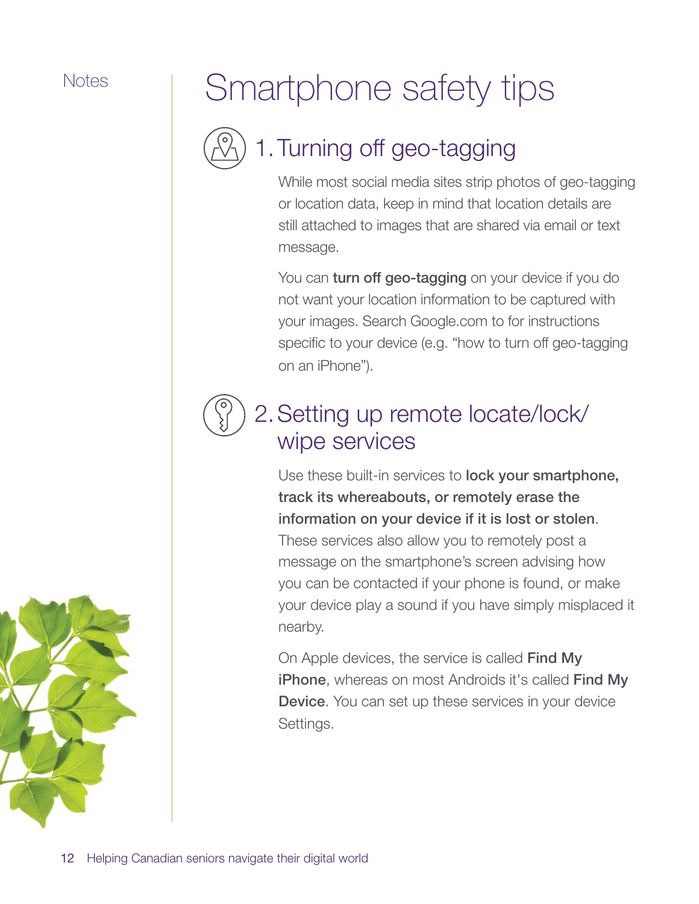Notes

# Smartphone safety tips

## 1. Turning off geo-tagging

While most social media sites strip photos of geo-tagging or location data, keep in mind that location details are still attached to images that are shared via email or text message.

You can **turn off geo-tagging** on your device if you do not want your location information to be captured with your images. Search Google.com to for instructions specific to your device (e.g. "how to turn off geo-tagging on an iPhone").

## 2. Setting up remote locate/lock/wipe services

Use these built-in services to **lock your smartphone, track its whereabouts, or remotely erase the information on your device if it is lost or stolen**. These services also allow you to remotely post a message on the smartphone's screen advising how you can be contacted if your phone is found, or make your device play a sound if you have simply misplaced it nearby.

On Apple devices, the service is called **Find My iPhone**, whereas on most Androids it's called **Find My Device**. You can set up these services in your device Settings.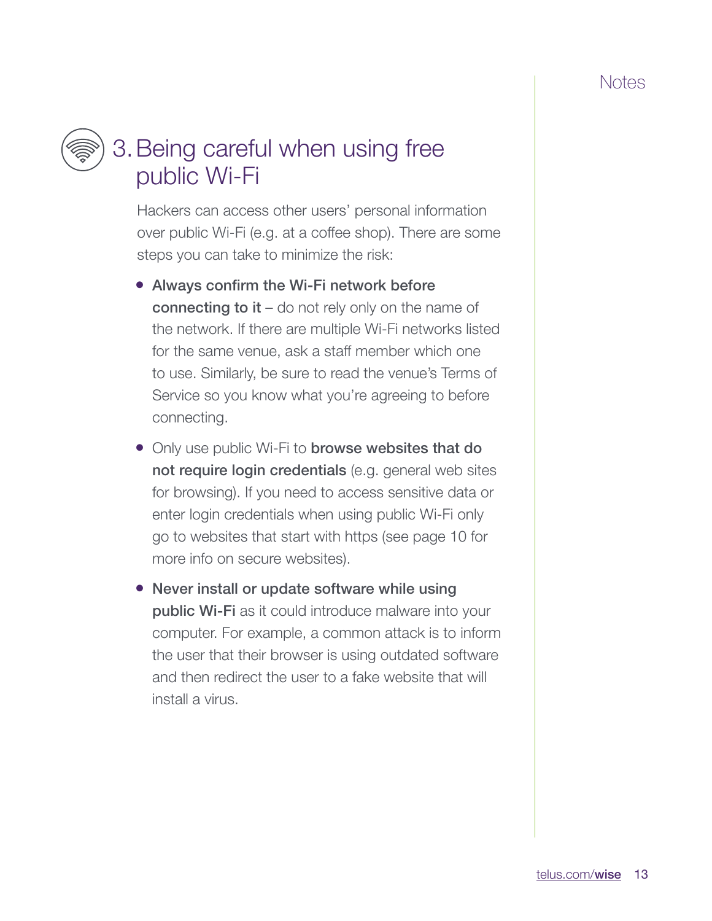Notes

## 3. Being careful when using free public Wi-Fi

Hackers can access other users' personal information over public Wi-Fi (e.g. at a coffee shop). There are some steps you can take to minimize the risk:

- **Always confirm the Wi-Fi network before connecting to it** – do not rely only on the name of the network. If there are multiple Wi-Fi networks listed for the same venue, ask a staff member which one to use. Similarly, be sure to read the venue's Terms of Service so you know what you're agreeing to before connecting.
- Only use public Wi-Fi to **browse websites that do not require login credentials** (e.g. general web sites for browsing). If you need to access sensitive data or enter login credentials when using public Wi-Fi only go to websites that start with https (see page 10 for more info on secure websites).
- **Never install or update software while using public Wi-Fi** as it could introduce malware into your computer. For example, a common attack is to inform the user that their browser is using outdated software and then redirect the user to a fake website that will install a virus.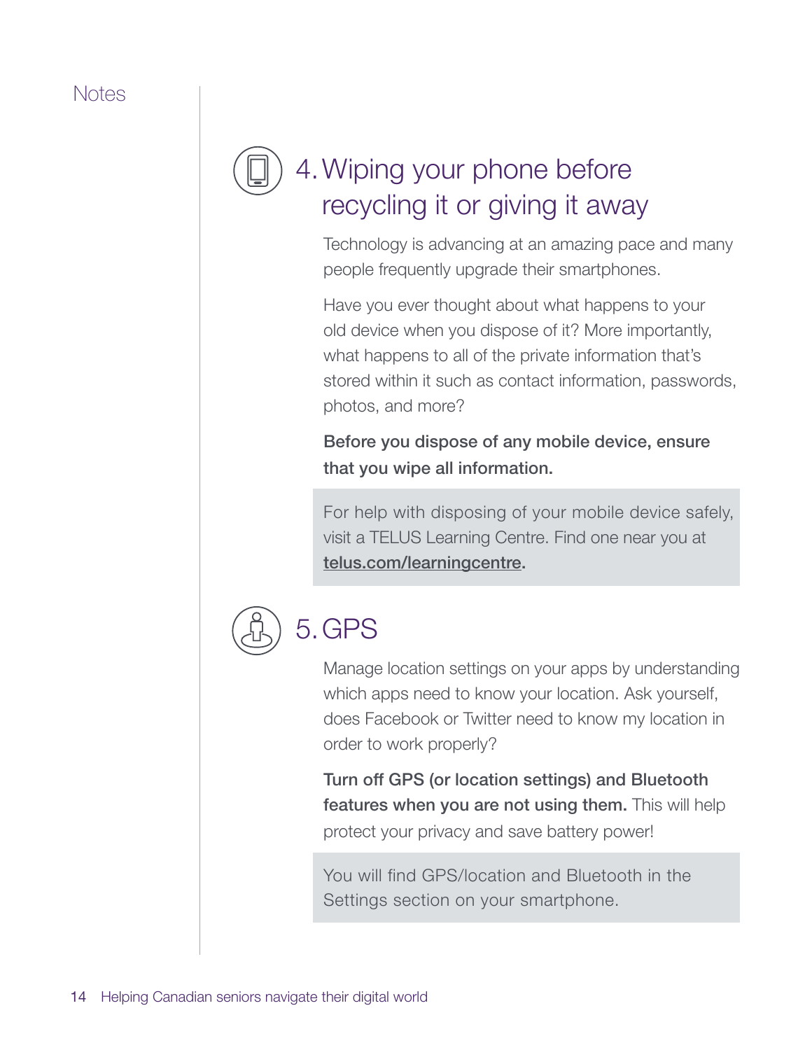Notes

## 4. Wiping your phone before recycling it or giving it away

Technology is advancing at an amazing pace and many people frequently upgrade their smartphones.

Have you ever thought about what happens to your old device when you dispose of it? More importantly, what happens to all of the private information that's stored within it such as contact information, passwords, photos, and more?

**Before you dispose of any mobile device, ensure that you wipe all information.**

For help with disposing of your mobile device safely, visit a TELUS Learning Centre. Find one near you at **telus.com/learningcentre**.

## 5. GPS

Manage location settings on your apps by understanding which apps need to know your location. Ask yourself, does Facebook or Twitter need to know my location in order to work properly?

**Turn off GPS (or location settings) and Bluetooth features when you are not using them.** This will help protect your privacy and save battery power!

You will find GPS/location and Bluetooth in the Settings section on your smartphone.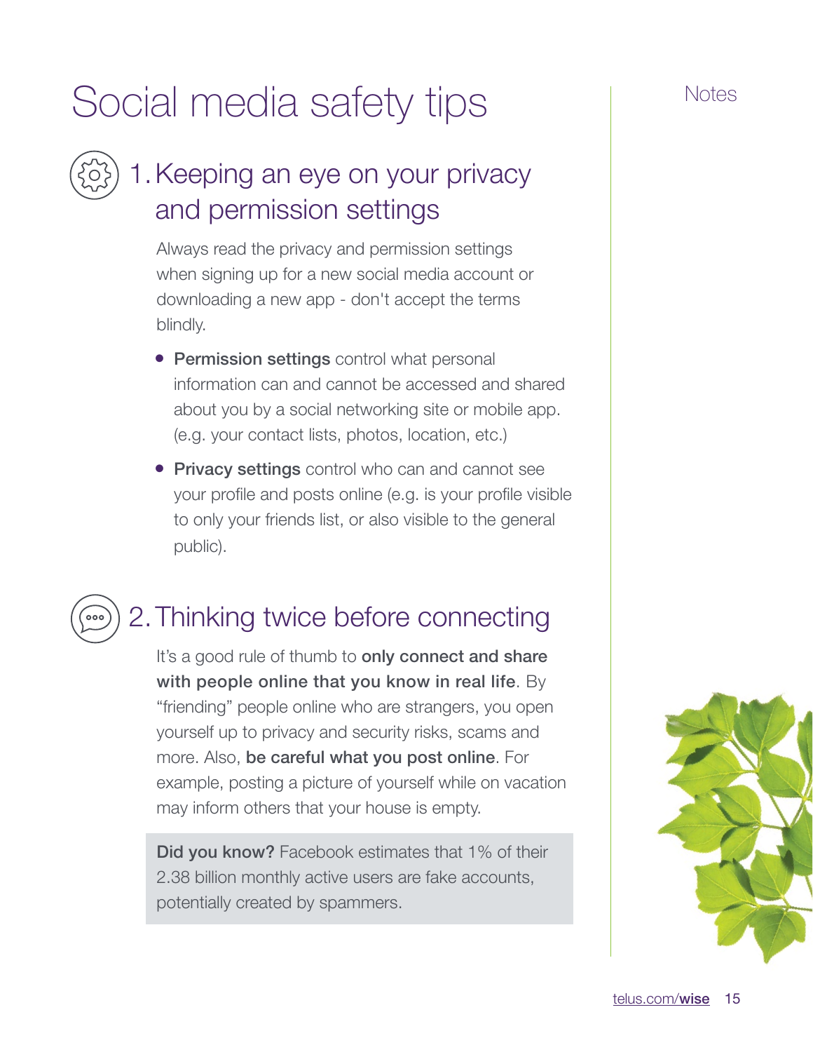# Social media safety tips

## 1. Keeping an eye on your privacy and permission settings

Always read the privacy and permission settings when signing up for a new social media account or downloading a new app - don't accept the terms blindly.

- **Permission settings** control what personal information can and cannot be accessed and shared about you by a social networking site or mobile app. (e.g. your contact lists, photos, location, etc.)
- **Privacy settings** control who can and cannot see your profile and posts online (e.g. is your profile visible to only your friends list, or also visible to the general public).

## 2. Thinking twice before connecting

It's a good rule of thumb to **only connect and share with people online that you know in real life**. By "friending" people online who are strangers, you open yourself up to privacy and security risks, scams and more. Also, **be careful what you post online**. For example, posting a picture of yourself while on vacation may inform others that your house is empty.

> **Did you know?** Facebook estimates that 1% of their 2.38 billion monthly active users are fake accounts, potentially created by spammers.

Notes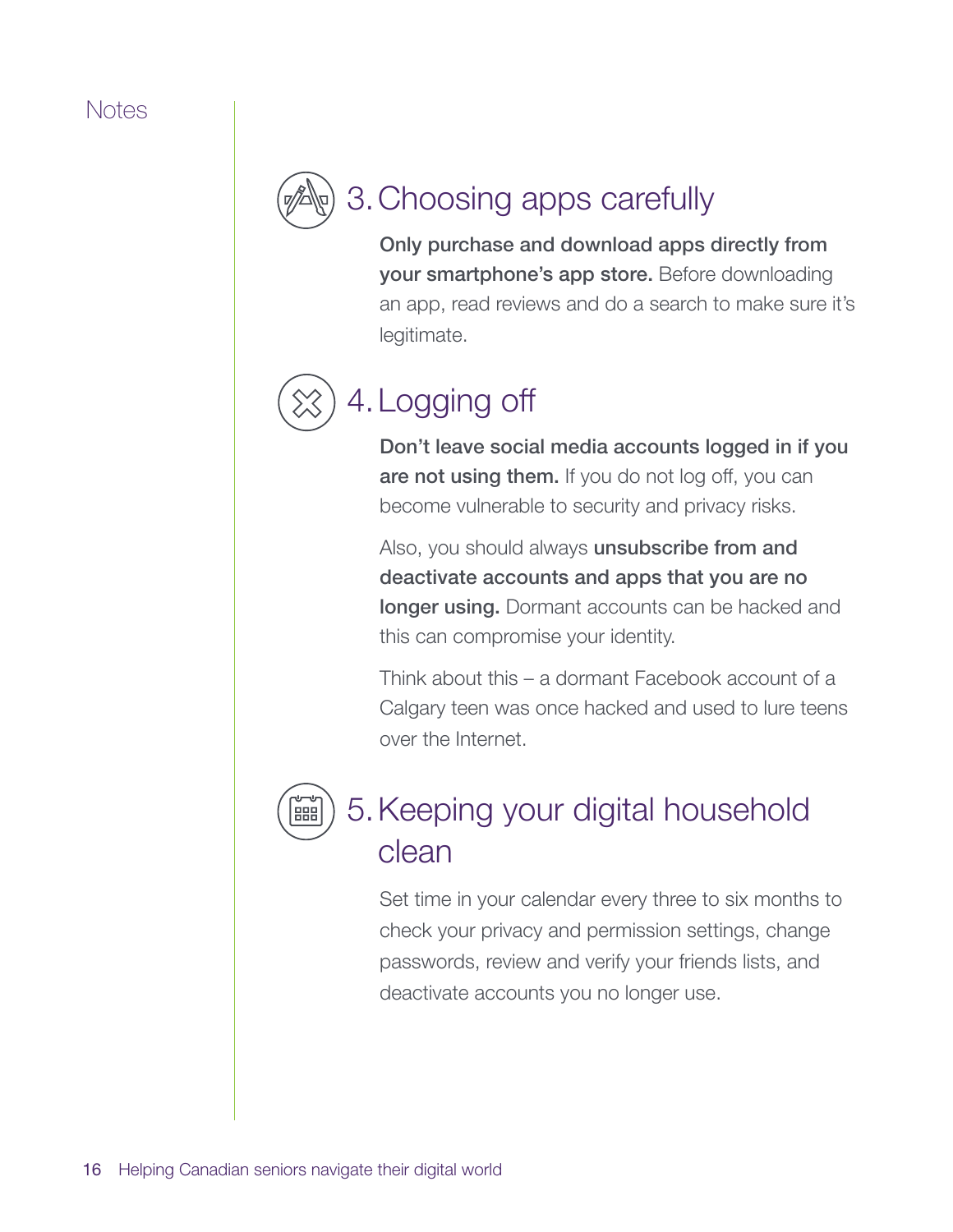Notes

## 3. Choosing apps carefully

**Only purchase and download apps directly from your smartphone's app store.** Before downloading an app, read reviews and do a search to make sure it's legitimate.

## 4. Logging off

**Don't leave social media accounts logged in if you are not using them.** If you do not log off, you can become vulnerable to security and privacy risks.

Also, you should always **unsubscribe from and deactivate accounts and apps that you are no longer using.** Dormant accounts can be hacked and this can compromise your identity.

Think about this – a dormant Facebook account of a Calgary teen was once hacked and used to lure teens over the Internet.

## 5. Keeping your digital household clean

Set time in your calendar every three to six months to check your privacy and permission settings, change passwords, review and verify your friends lists, and deactivate accounts you no longer use.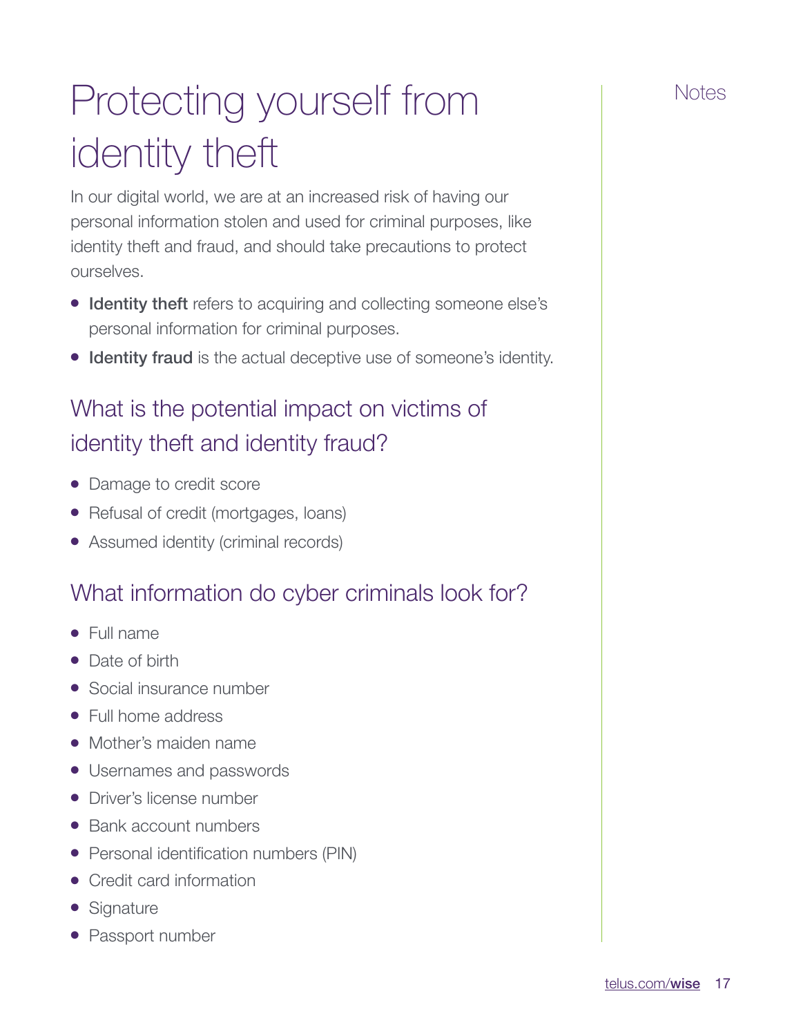# Protecting yourself from identity theft

Notes

In our digital world, we are at an increased risk of having our personal information stolen and used for criminal purposes, like identity theft and fraud, and should take precautions to protect ourselves.

- **Identity theft** refers to acquiring and collecting someone else's personal information for criminal purposes.
- **Identity fraud** is the actual deceptive use of someone's identity.

## What is the potential impact on victims of identity theft and identity fraud?

- Damage to credit score
- Refusal of credit (mortgages, loans)
- Assumed identity (criminal records)

## What information do cyber criminals look for?

- Full name
- Date of birth
- Social insurance number
- Full home address
- Mother's maiden name
- Usernames and passwords
- Driver's license number
- Bank account numbers
- Personal identification numbers (PIN)
- Credit card information
- Signature
- Passport number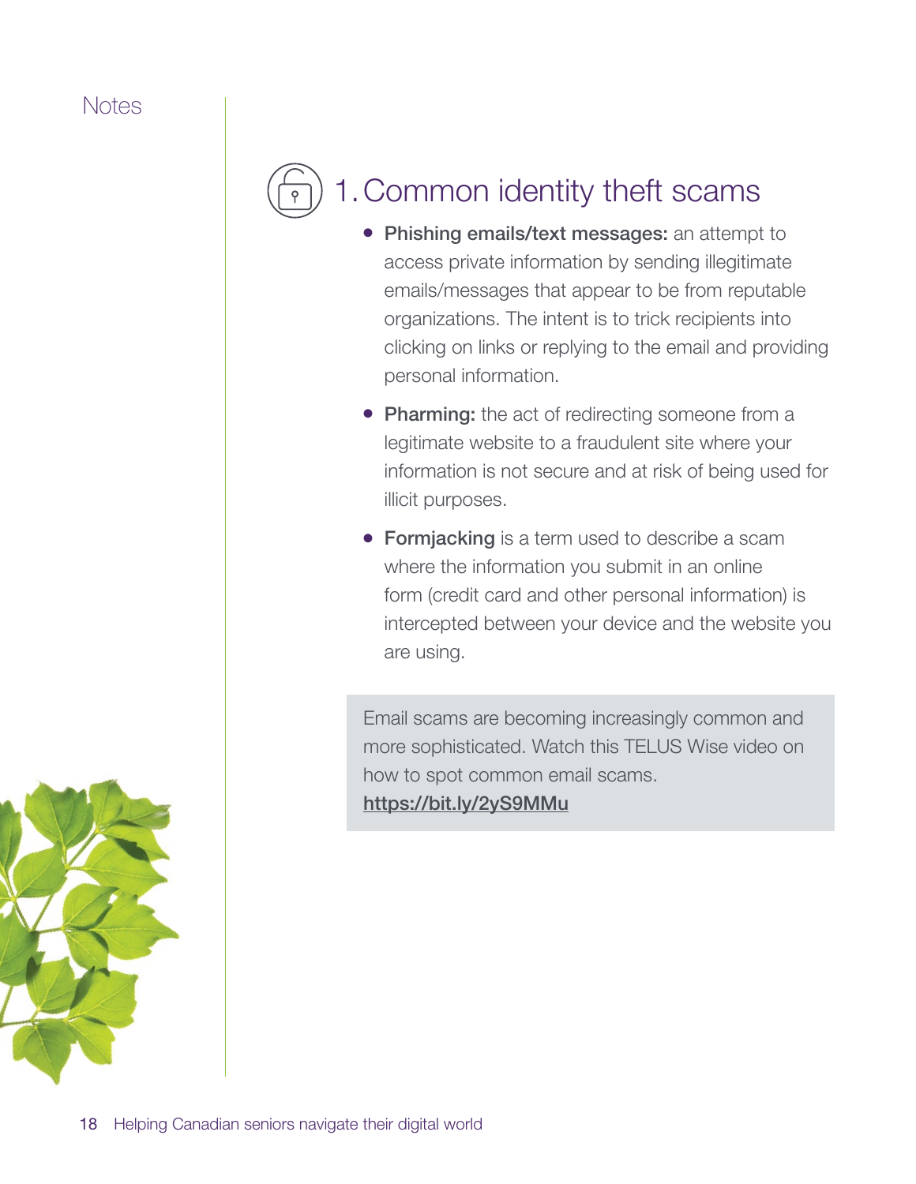Notes

## 1. Common identity theft scams

- **Phishing emails/text messages:** an attempt to access private information by sending illegitimate emails/messages that appear to be from reputable organizations. The intent is to trick recipients into clicking on links or replying to the email and providing personal information.
- **Pharming:** the act of redirecting someone from a legitimate website to a fraudulent site where your information is not secure and at risk of being used for illicit purposes.
- **Formjacking** is a term used to describe a scam where the information you submit in an online form (credit card and other personal information) is intercepted between your device and the website you are using.

Email scams are becoming increasingly common and more sophisticated. Watch this TELUS Wise video on how to spot common email scams. https://bit.ly/2yS9MMu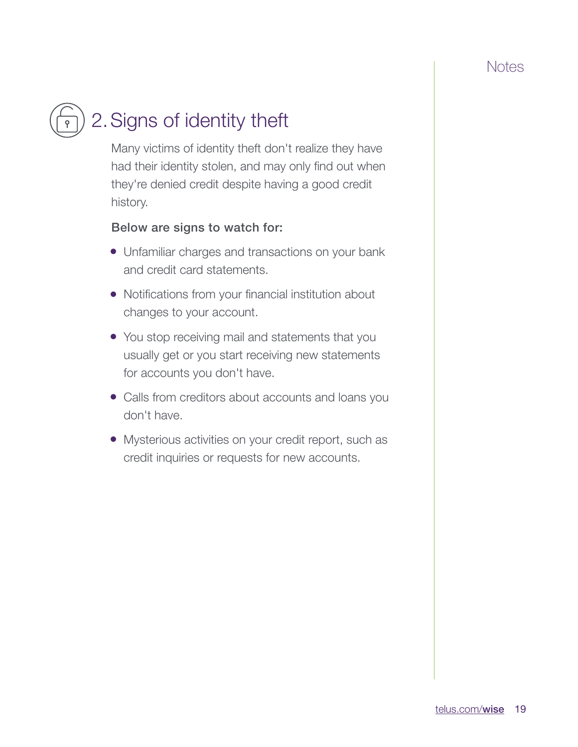## 2. Signs of identity theft

Many victims of identity theft don't realize they have had their identity stolen, and may only find out when they're denied credit despite having a good credit history.

**Below are signs to watch for:**

- Unfamiliar charges and transactions on your bank and credit card statements.
- Notifications from your financial institution about changes to your account.
- You stop receiving mail and statements that you usually get or you start receiving new statements for accounts you don't have.
- Calls from creditors about accounts and loans you don't have.
- Mysterious activities on your credit report, such as credit inquiries or requests for new accounts.

Notes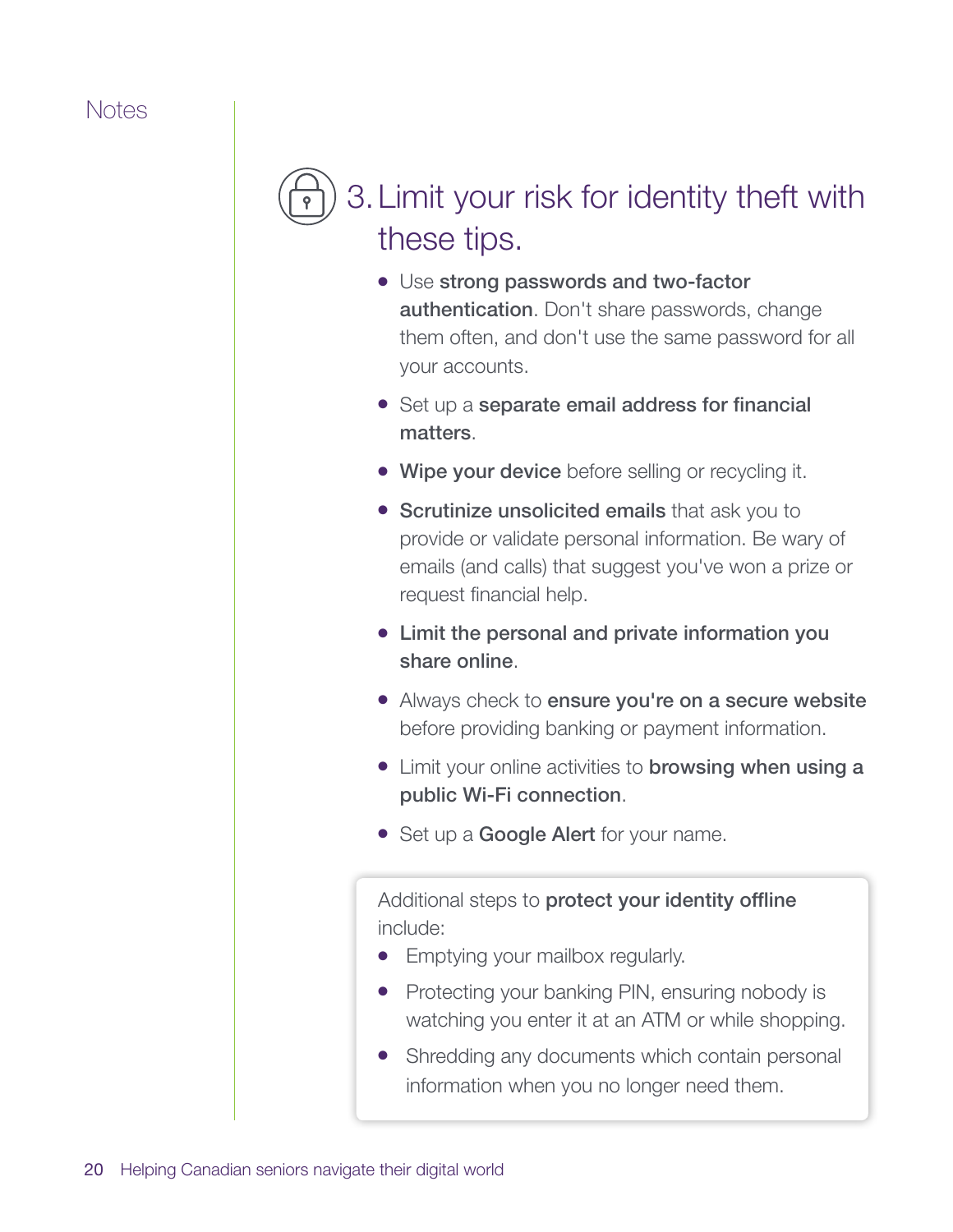Notes

## 3. Limit your risk for identity theft with these tips.

- Use **strong passwords and two-factor authentication**. Don't share passwords, change them often, and don't use the same password for all your accounts.
- Set up a **separate email address for financial matters**.
- **Wipe your device** before selling or recycling it.
- **Scrutinize unsolicited emails** that ask you to provide or validate personal information. Be wary of emails (and calls) that suggest you've won a prize or request financial help.
- **Limit the personal and private information you share online**.
- Always check to **ensure you're on a secure website** before providing banking or payment information.
- Limit your online activities to **browsing when using a public Wi-Fi connection**.
- Set up a **Google Alert** for your name.

Additional steps to **protect your identity offline** include:

- Emptying your mailbox regularly.
- Protecting your banking PIN, ensuring nobody is watching you enter it at an ATM or while shopping.
- Shredding any documents which contain personal information when you no longer need them.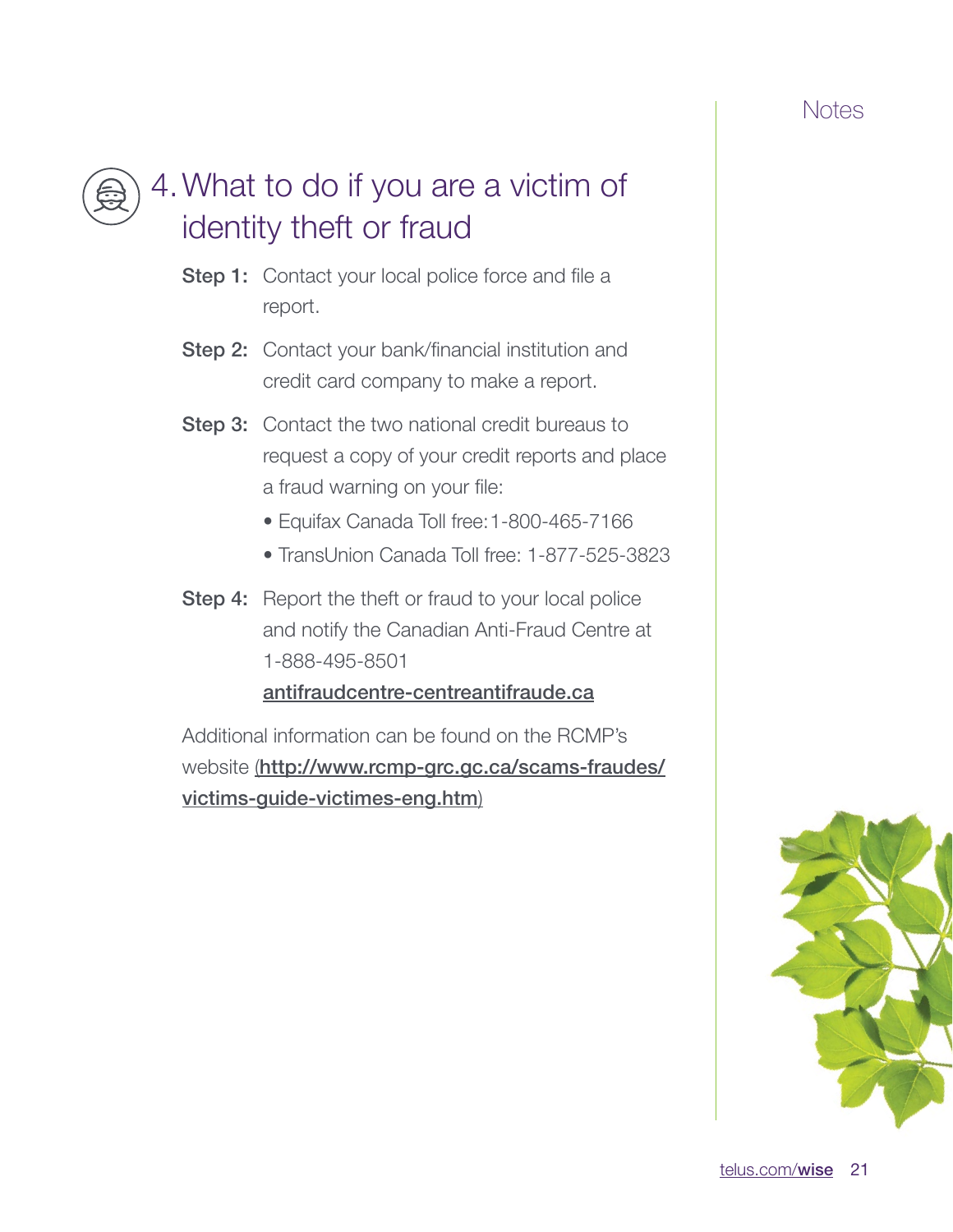Notes

## 4. What to do if you are a victim of identity theft or fraud

**Step 1:** Contact your local police force and file a report.

**Step 2:** Contact your bank/financial institution and credit card company to make a report.

**Step 3:** Contact the two national credit bureaus to request a copy of your credit reports and place a fraud warning on your file:

- Equifax Canada Toll free: 1-800-465-7166
- TransUnion Canada Toll free: 1-877-525-3823

**Step 4:** Report the theft or fraud to your local police and notify the Canadian Anti-Fraud Centre at 1-888-495-8501
**antifraudcentre-centreantifraude.ca**

Additional information can be found on the RCMP's website (**http://www.rcmp-grc.gc.ca/scams-fraudes/victims-guide-victimes-eng.htm**)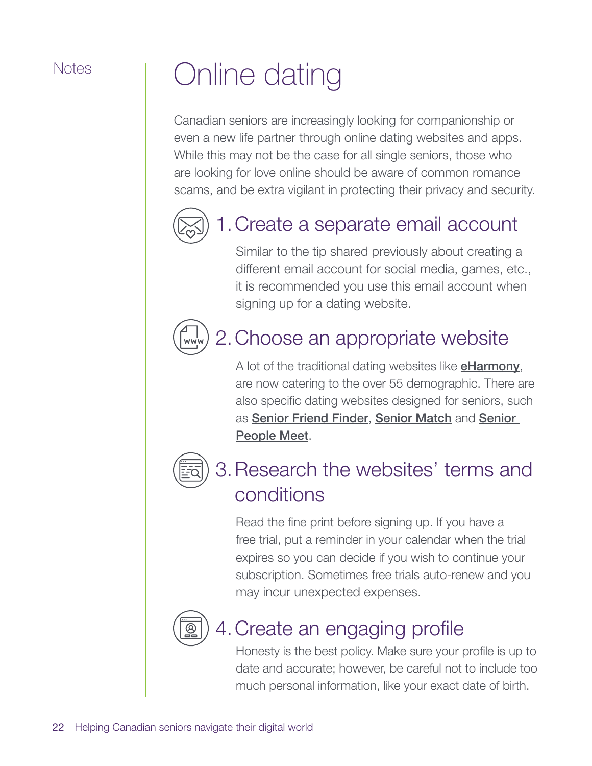Notes

# Online dating

Canadian seniors are increasingly looking for companionship or even a new life partner through online dating websites and apps. While this may not be the case for all single seniors, those who are looking for love online should be aware of common romance scams, and be extra vigilant in protecting their privacy and security.

## 1. Create a separate email account

Similar to the tip shared previously about creating a different email account for social media, games, etc., it is recommended you use this email account when signing up for a dating website.

## 2. Choose an appropriate website

A lot of the traditional dating websites like **eHarmony**, are now catering to the over 55 demographic. There are also specific dating websites designed for seniors, such as **Senior Friend Finder**, **Senior Match** and **Senior People Meet**.

## 3. Research the websites' terms and conditions

Read the fine print before signing up. If you have a free trial, put a reminder in your calendar when the trial expires so you can decide if you wish to continue your subscription. Sometimes free trials auto-renew and you may incur unexpected expenses.

## 4. Create an engaging profile

Honesty is the best policy. Make sure your profile is up to date and accurate; however, be careful not to include too much personal information, like your exact date of birth.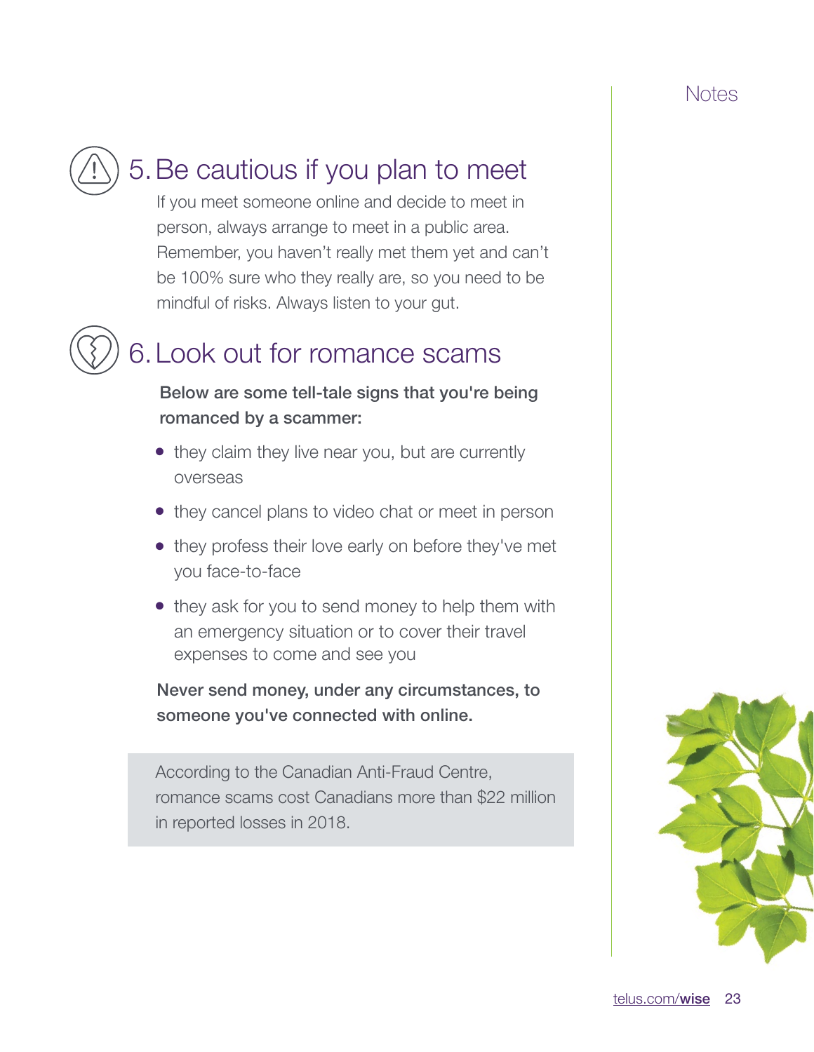Notes

## 5. Be cautious if you plan to meet

If you meet someone online and decide to meet in person, always arrange to meet in a public area. Remember, you haven't really met them yet and can't be 100% sure who they really are, so you need to be mindful of risks. Always listen to your gut.

## 6. Look out for romance scams

**Below are some tell-tale signs that you're being romanced by a scammer:**

- they claim they live near you, but are currently overseas
- they cancel plans to video chat or meet in person
- they profess their love early on before they've met you face-to-face
- they ask for you to send money to help them with an emergency situation or to cover their travel expenses to come and see you

**Never send money, under any circumstances, to someone you've connected with online.**

According to the Canadian Anti-Fraud Centre, romance scams cost Canadians more than $22 million in reported losses in 2018.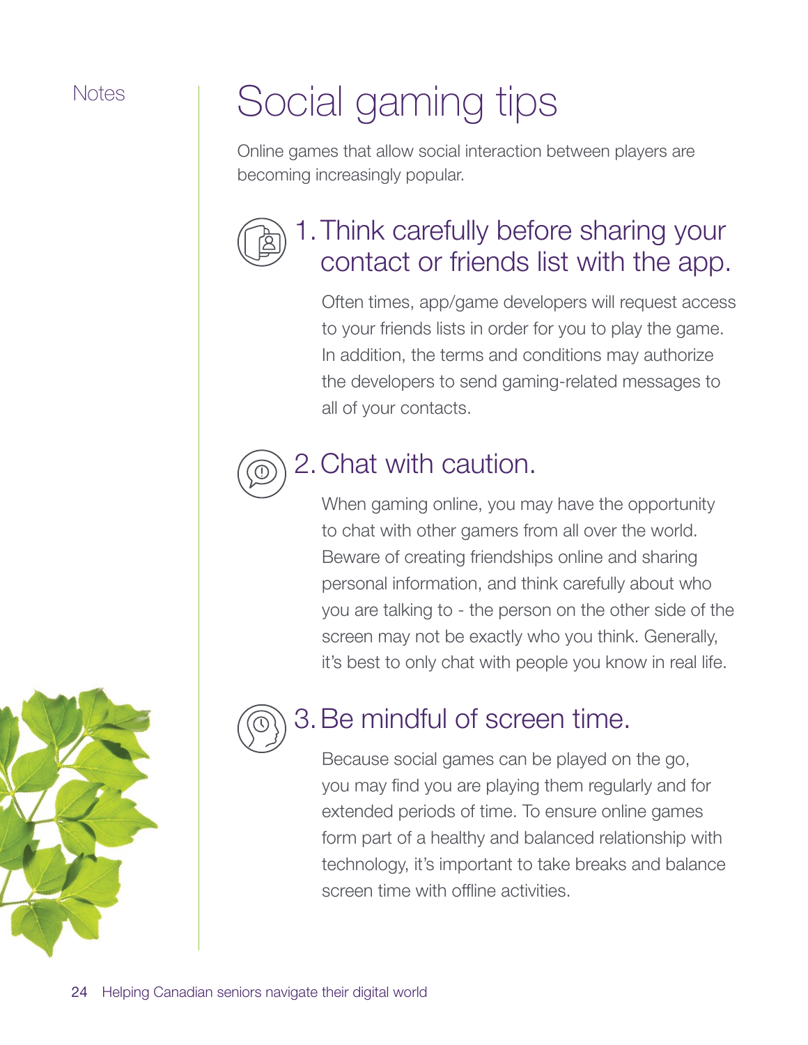Notes

# Social gaming tips

Online games that allow social interaction between players are becoming increasingly popular.

## 1. Think carefully before sharing your contact or friends list with the app.

Often times, app/game developers will request access to your friends lists in order for you to play the game. In addition, the terms and conditions may authorize the developers to send gaming-related messages to all of your contacts.

## 2. Chat with caution.

When gaming online, you may have the opportunity to chat with other gamers from all over the world. Beware of creating friendships online and sharing personal information, and think carefully about who you are talking to - the person on the other side of the screen may not be exactly who you think. Generally, it's best to only chat with people you know in real life.

## 3. Be mindful of screen time.

Because social games can be played on the go, you may find you are playing them regularly and for extended periods of time. To ensure online games form part of a healthy and balanced relationship with technology, it's important to take breaks and balance screen time with offline activities.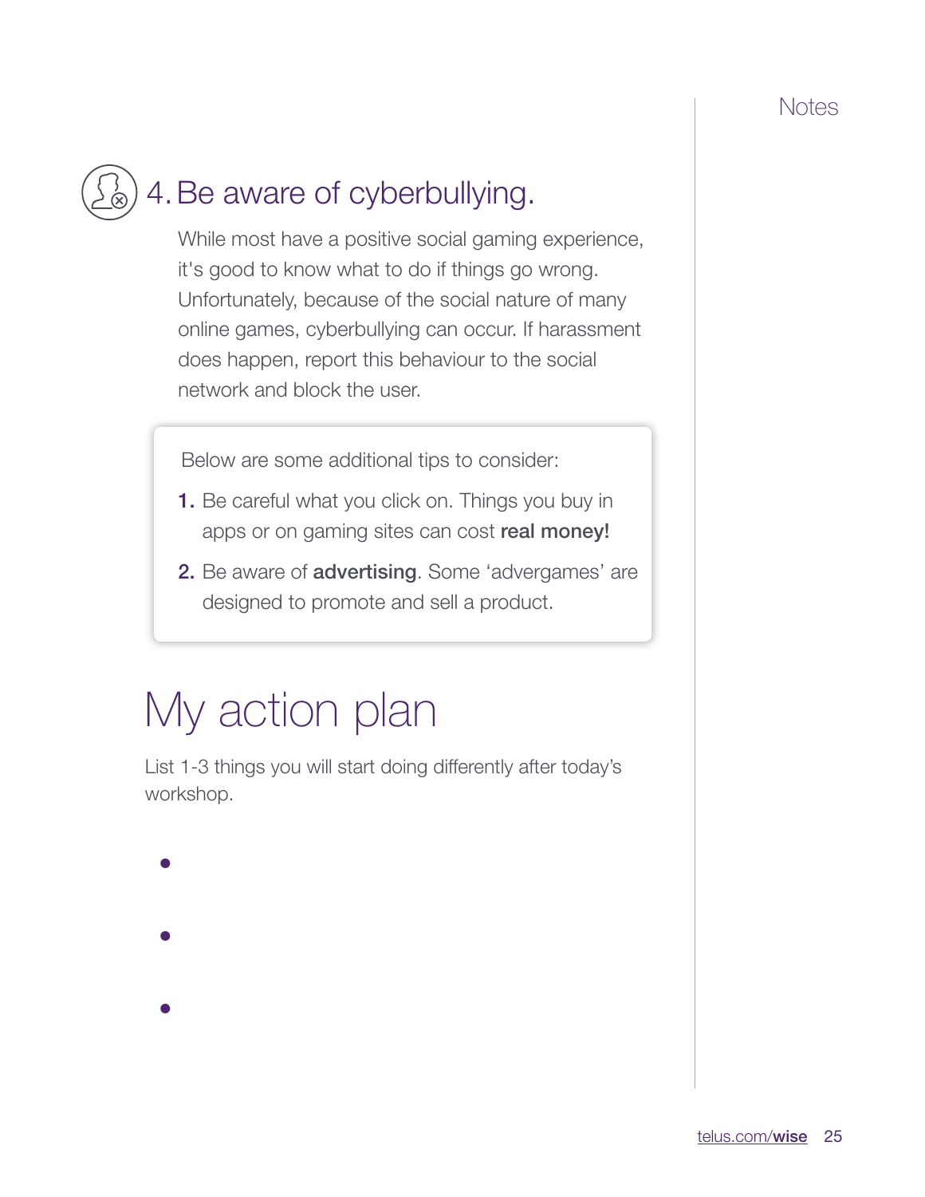Notes

## 4. Be aware of cyberbullying.

While most have a positive social gaming experience, it's good to know what to do if things go wrong. Unfortunately, because of the social nature of many online games, cyberbullying can occur. If harassment does happen, report this behaviour to the social network and block the user.

Below are some additional tips to consider:

1. Be careful what you click on. Things you buy in apps or on gaming sites can cost **real money!**
2. Be aware of **advertising**. Some 'advergames' are designed to promote and sell a product.

# My action plan

List 1-3 things you will start doing differently after today's workshop.

- 
- 
- 

telus.com/**wise**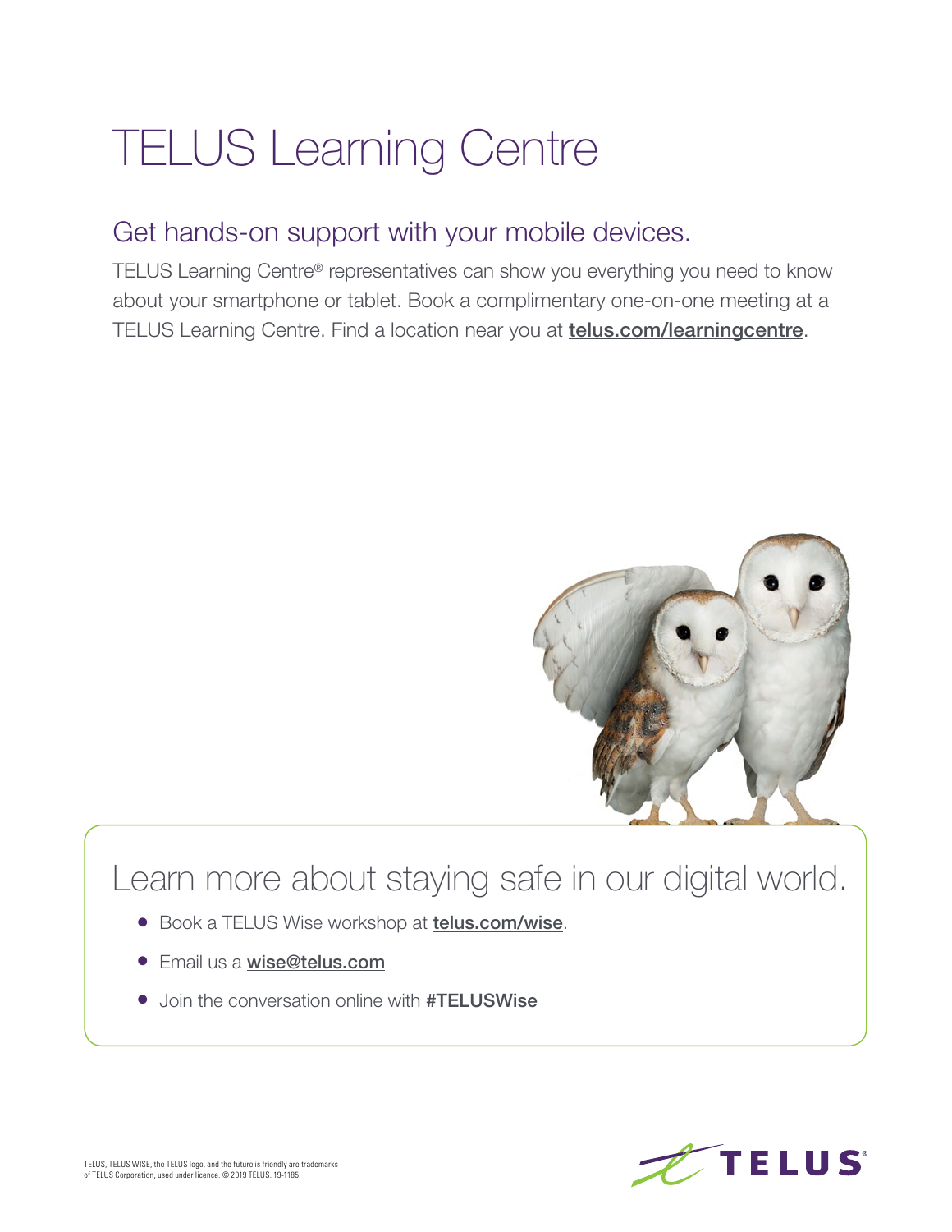# TELUS Learning Centre

## Get hands-on support with your mobile devices.

TELUS Learning Centre® representatives can show you everything you need to know about your smartphone or tablet. Book a complimentary one-on-one meeting at a TELUS Learning Centre. Find a location near you at **telus.com/learningcentre**.

## Learn more about staying safe in our digital world.

- Book a TELUS Wise workshop at **telus.com/wise**.
- Email us a **wise@telus.com**
- Join the conversation online with **#TELUSWise**

TELUS, TELUS WISE, the TELUS logo, and the future is friendly are trademarks of TELUS Corporation, used under licence. © 2019 TELUS. 19-1185.

TELUS®